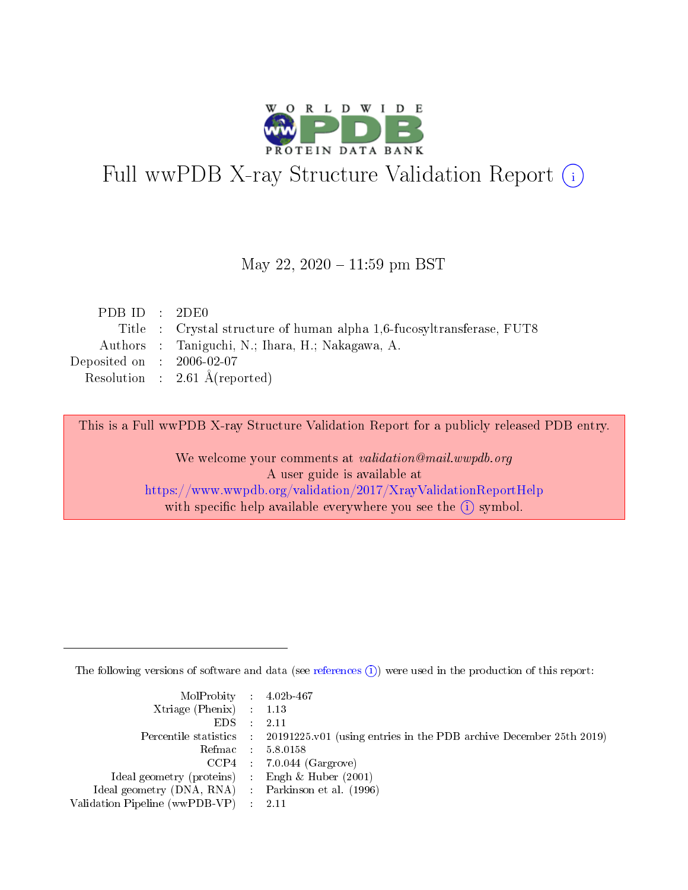# Full wwPDB X-ray Structure Validation Report (i)

May 22, 2020 – 11:59 pm BST

| | | |
|---|---|---|
| PDB ID | : | 2DE0 |
| Title | : | Crystal structure of human alpha 1,6-fucosyltransferase, FUT8 |
| Authors | : | Taniguchi, N.; Ihara, H.; Nakagawa, A. |
| Deposited on | : | 2006-02-07 |
| Resolution | : | 2.61 Å(reported) |

This is a Full wwPDB X-ray Structure Validation Report for a publicly released PDB entry.

We welcome your comments at *validation@mail.wwpdb.org*
A user guide is available at
https://www.wwpdb.org/validation/2017/XrayValidationReportHelp
with specific help available everywhere you see the (i) symbol.

The following versions of software and data (see references (i)) were used in the production of this report:

| | | |
|---|---|---|
| MolProbity | : | 4.02b-467 |
| Xtriage (Phenix) | : | 1.13 |
| EDS | : | 2.11 |
| Percentile statistics | : | 20191225.v01 (using entries in the PDB archive December 25th 2019) |
| Refmac | : | 5.8.0158 |
| CCP4 | : | 7.0.044 (Gargrove) |
| Ideal geometry (proteins) | : | Engh & Huber (2001) |
| Ideal geometry (DNA, RNA) | : | Parkinson et al. (1996) |
| Validation Pipeline (wwPDB-VP) | : | 2.11 |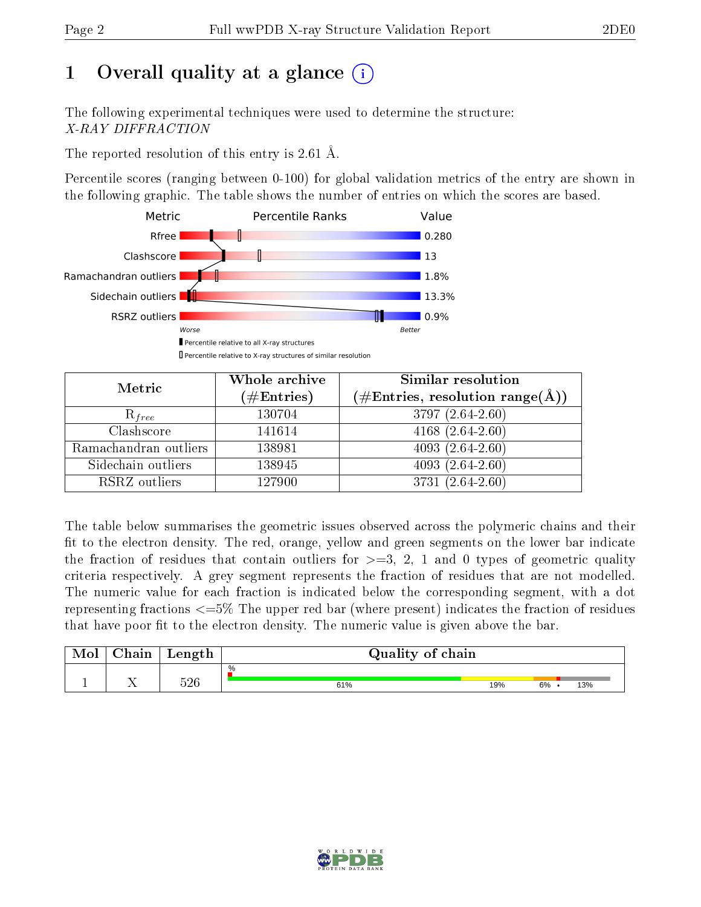# 1 Overall quality at a glance (i)

The following experimental techniques were used to determine the structure:
*X-RAY DIFFRACTION*

The reported resolution of this entry is 2.61 Å.

Percentile scores (ranging between 0-100) for global validation metrics of the entry are shown in the following graphic. The table shows the number of entries on which the scores are based.

| Metric | Value |
|---|---|
| Rfree | 0.280 |
| Clashscore | 13 |
| Ramachandran outliers | 1.8% |
| Sidechain outliers | 13.3% |
| RSRZ outliers | 0.9% |

| Metric | Whole archive (#Entries) | Similar resolution (#Entries, resolution range(Å)) |
|---|---|---|
| $R_{free}$ | 130704 | 3797 (2.64-2.60) |
| Clashscore | 141614 | 4168 (2.64-2.60) |
| Ramachandran outliers | 138981 | 4093 (2.64-2.60) |
| Sidechain outliers | 138945 | 4093 (2.64-2.60) |
| RSRZ outliers | 127900 | 3731 (2.64-2.60) |

The table below summarises the geometric issues observed across the polymeric chains and their fit to the electron density. The red, orange, yellow and green segments on the lower bar indicate the fraction of residues that contain outliers for >=3, 2, 1 and 0 types of geometric quality criteria respectively. A grey segment represents the fraction of residues that are not modelled. The numeric value for each fraction is indicated below the corresponding segment, with a dot representing fractions <=5% The upper red bar (where present) indicates the fraction of residues that have poor fit to the electron density. The numeric value is given above the bar.

| Mol | Chain | Length | Quality of chain |
|---|---|---|---|
| 1 | X | 526 | 61% / 19% / 6% / • / 13% |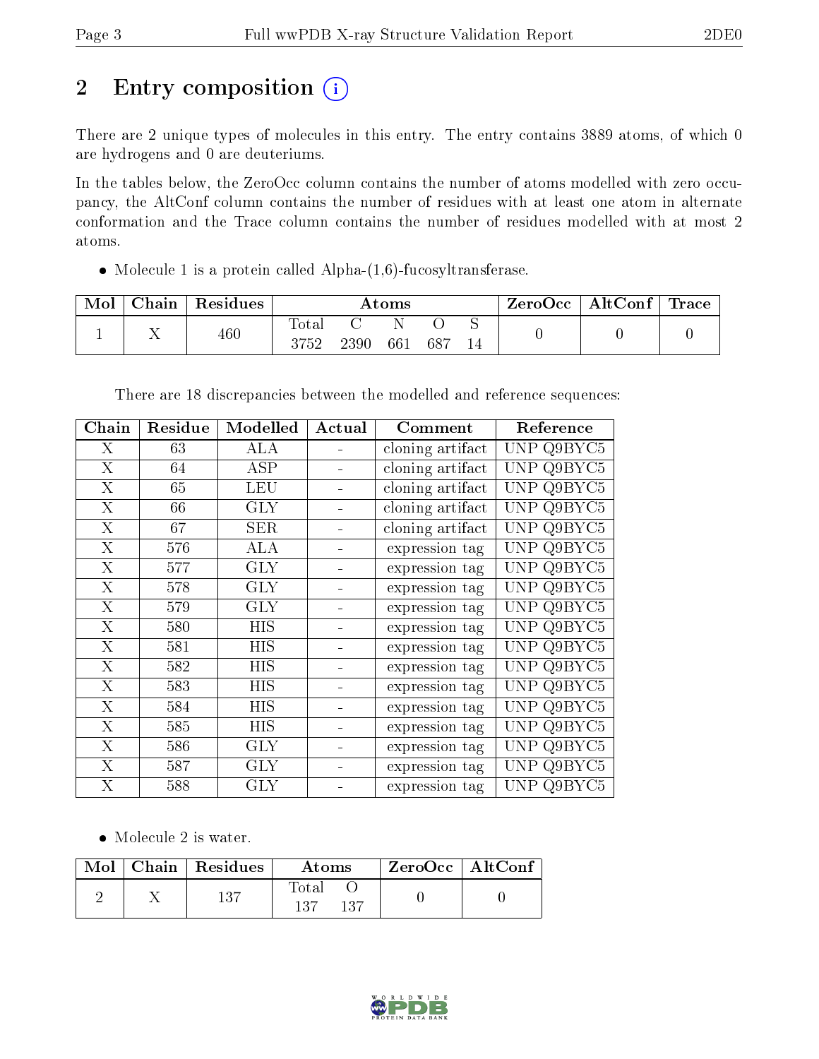## 2 Entry composition

There are 2 unique types of molecules in this entry. The entry contains 3889 atoms, of which 0 are hydrogens and 0 are deuteriums.

In the tables below, the ZeroOcc column contains the number of atoms modelled with zero occupancy, the AltConf column contains the number of residues with at least one atom in alternate conformation and the Trace column contains the number of residues modelled with at most 2 atoms.

- Molecule 1 is a protein called Alpha-(1,6)-fucosyltransferase.

| Mol | Chain | Residues | Atoms | | | | | ZeroOcc | AltConf | Trace |
|---|---|---|---|---|---|---|---|---|---|---|
| | | | Total | C | N | O | S | | | |
| 1 | X | 460 | 3752 | 2390 | 661 | 687 | 14 | 0 | 0 | 0 |

There are 18 discrepancies between the modelled and reference sequences:

| Chain | Residue | Modelled | Actual | Comment | Reference |
|---|---|---|---|---|---|
| X | 63 | ALA | - | cloning artifact | UNP Q9BYC5 |
| X | 64 | ASP | - | cloning artifact | UNP Q9BYC5 |
| X | 65 | LEU | - | cloning artifact | UNP Q9BYC5 |
| X | 66 | GLY | - | cloning artifact | UNP Q9BYC5 |
| X | 67 | SER | - | cloning artifact | UNP Q9BYC5 |
| X | 576 | ALA | - | expression tag | UNP Q9BYC5 |
| X | 577 | GLY | - | expression tag | UNP Q9BYC5 |
| X | 578 | GLY | - | expression tag | UNP Q9BYC5 |
| X | 579 | GLY | - | expression tag | UNP Q9BYC5 |
| X | 580 | HIS | - | expression tag | UNP Q9BYC5 |
| X | 581 | HIS | - | expression tag | UNP Q9BYC5 |
| X | 582 | HIS | - | expression tag | UNP Q9BYC5 |
| X | 583 | HIS | - | expression tag | UNP Q9BYC5 |
| X | 584 | HIS | - | expression tag | UNP Q9BYC5 |
| X | 585 | HIS | - | expression tag | UNP Q9BYC5 |
| X | 586 | GLY | - | expression tag | UNP Q9BYC5 |
| X | 587 | GLY | - | expression tag | UNP Q9BYC5 |
| X | 588 | GLY | - | expression tag | UNP Q9BYC5 |

- Molecule 2 is water.

| Mol | Chain | Residues | Atoms | | ZeroOcc | AltConf |
|---|---|---|---|---|---|---|
| | | | Total | O | | |
| 2 | X | 137 | 137 | 137 | 0 | 0 |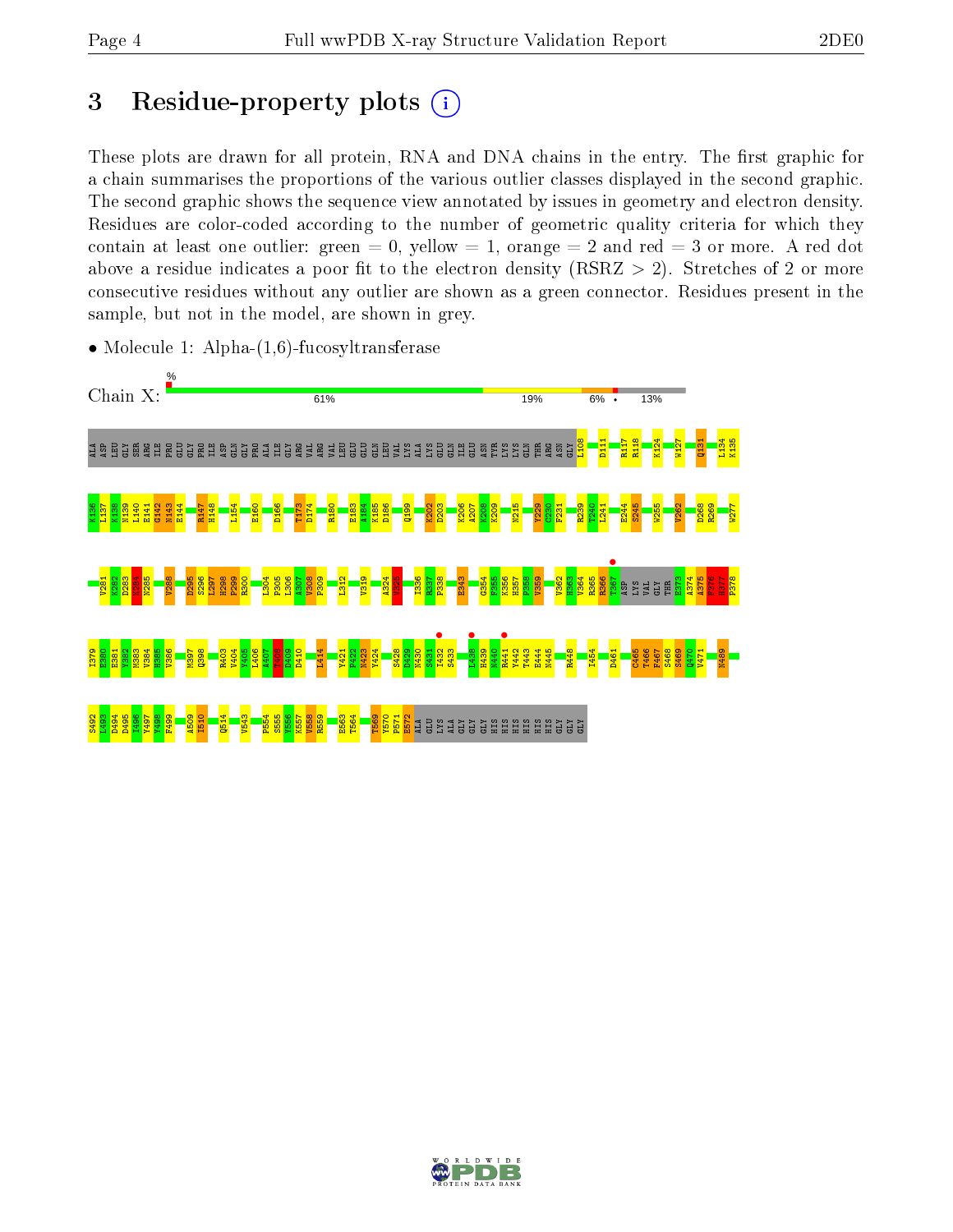# 3 Residue-property plots

These plots are drawn for all protein, RNA and DNA chains in the entry. The first graphic for a chain summarises the proportions of the various outlier classes displayed in the second graphic. The second graphic shows the sequence view annotated by issues in geometry and electron density. Residues are color-coded according to the number of geometric quality criteria for which they contain at least one outlier: green = 0, yellow = 1, orange = 2 and red = 3 or more. A red dot above a residue indicates a poor fit to the electron density (RSRZ > 2). Stretches of 2 or more consecutive residues without any outlier are shown as a green connector. Residues present in the sample, but not in the model, are shown in grey.

- Molecule 1: Alpha-(1,6)-fucosyltransferase

Chain X: 61% | 19% | 6% | • | 13%

ALA ASP LEU GLY SER ARG ILE PRO GLU GLY PRO ILE ASP GLN GLY PRO ALA ILE GLY ARG VAL ARG VAL LEU GLU GLU GLN LEU VAL LYS ALA LYS GLU GLN ILE GLU ASN TYR LYS LYS GLN THR ARG ASN GLY L108 D111 R117 R118 K124 W127 Q131 L134 K135

K136 L137 K138 N139 L140 E141 G142 N143 E144 R147 H148 L154 E160 D166 T173 D174 R180 E183 A184 K185 D186 Q199 K202 D203 K206 A207 K208 K209 N215 Y229 C230 F231 R239 T240 L241 E244 S245 W255 V262 D268 R269 W277

V281 K282 D283 Y284 N285 V288 D295 S296 L297 H298 P299 R300 L304 P305 L306 A307 V308 P309 L312 V319 A324 Y325 I336 R337 P338 E343 G354 T355 K356 H357 P358 V359 V362 H363 V364 R365 R366 T367 ASP LYS VAL GLY THR E373 A374 A375 F376 H377 P378

I379 E380 E381 Y382 M383 V384 H385 V386 M397 Q398 R403 V404 Y405 L406 A407 T408 D409 D410 L414 Y421 P422 N423 Y424 S428 D429 N430 S431 I432 S433 L438 H439 N440 R441 Y442 T443 E444 N445 R448 I454 D461 C465 T466 F467 S468 S469 Q470 V471 N489

S492 L493 D494 D495 I496 Y497 Y498 F499 A509 I510 Q514 V543 F554 S555 Y556 K557 V558 R559 E563 T564 T569 Y570 P571 E572 ALA GLU LYS ALA GLY GLY GLY HIS HIS HIS HIS HIS HIS GLY GLY GLY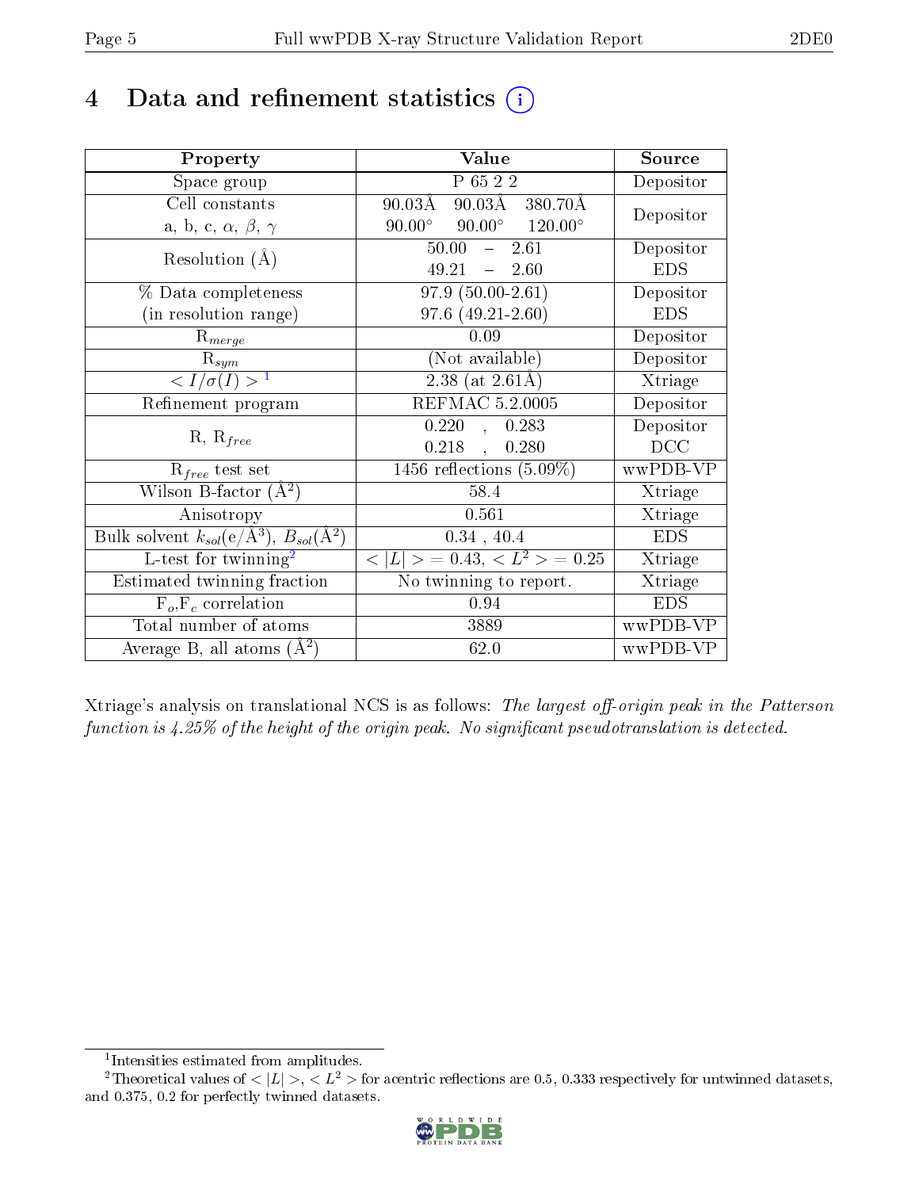# 4 Data and refinement statistics (i)

| Property | Value | Source |
|---|---|---|
| Space group | P 65 2 2 | Depositor |
| Cell constants<br>a, b, c, $\alpha$, $\beta$, $\gamma$ | 90.03Å 90.03Å 380.70Å<br>90.00° 90.00° 120.00° | Depositor |
| Resolution (Å) | 50.00 – 2.61<br>49.21 – 2.60 | Depositor<br>EDS |
| % Data completeness<br>(in resolution range) | 97.9 (50.00-2.61)<br>97.6 (49.21-2.60) | Depositor<br>EDS |
| $R_{merge}$ | 0.09 | Depositor |
| $R_{sym}$ | (Not available) | Depositor |
| $< I/\sigma(I) >$ [1] | 2.38 (at 2.61Å) | Xtriage |
| Refinement program | REFMAC 5.2.0005 | Depositor |
| R, $R_{free}$ | 0.220 , 0.283<br>0.218 , 0.280 | Depositor<br>DCC |
| $R_{free}$ test set | 1456 reflections (5.09%) | wwPDB-VP |
| Wilson B-factor (Å$^2$) | 58.4 | Xtriage |
| Anisotropy | 0.561 | Xtriage |
| Bulk solvent $k_{sol}$(e/Å$^3$), $B_{sol}$(Å$^2$) | 0.34 , 40.4 | EDS |
| L-test for twinning[2] | $< \|L\| >$ = 0.43, $< L^2 >$ = 0.25 | Xtriage |
| Estimated twinning fraction | No twinning to report. | Xtriage |
| $F_o$,$F_c$ correlation | 0.94 | EDS |
| Total number of atoms | 3889 | wwPDB-VP |
| Average B, all atoms (Å$^2$) | 62.0 | wwPDB-VP |

Xtriage's analysis on translational NCS is as follows: *The largest off-origin peak in the Patterson function is 4.25% of the height of the origin peak. No significant pseudotranslation is detected.*

[1] Intensities estimated from amplitudes.

[2] Theoretical values of $< |L| >$, $< L^2 >$ for acentric reflections are 0.5, 0.333 respectively for untwinned datasets, and 0.375, 0.2 for perfectly twinned datasets.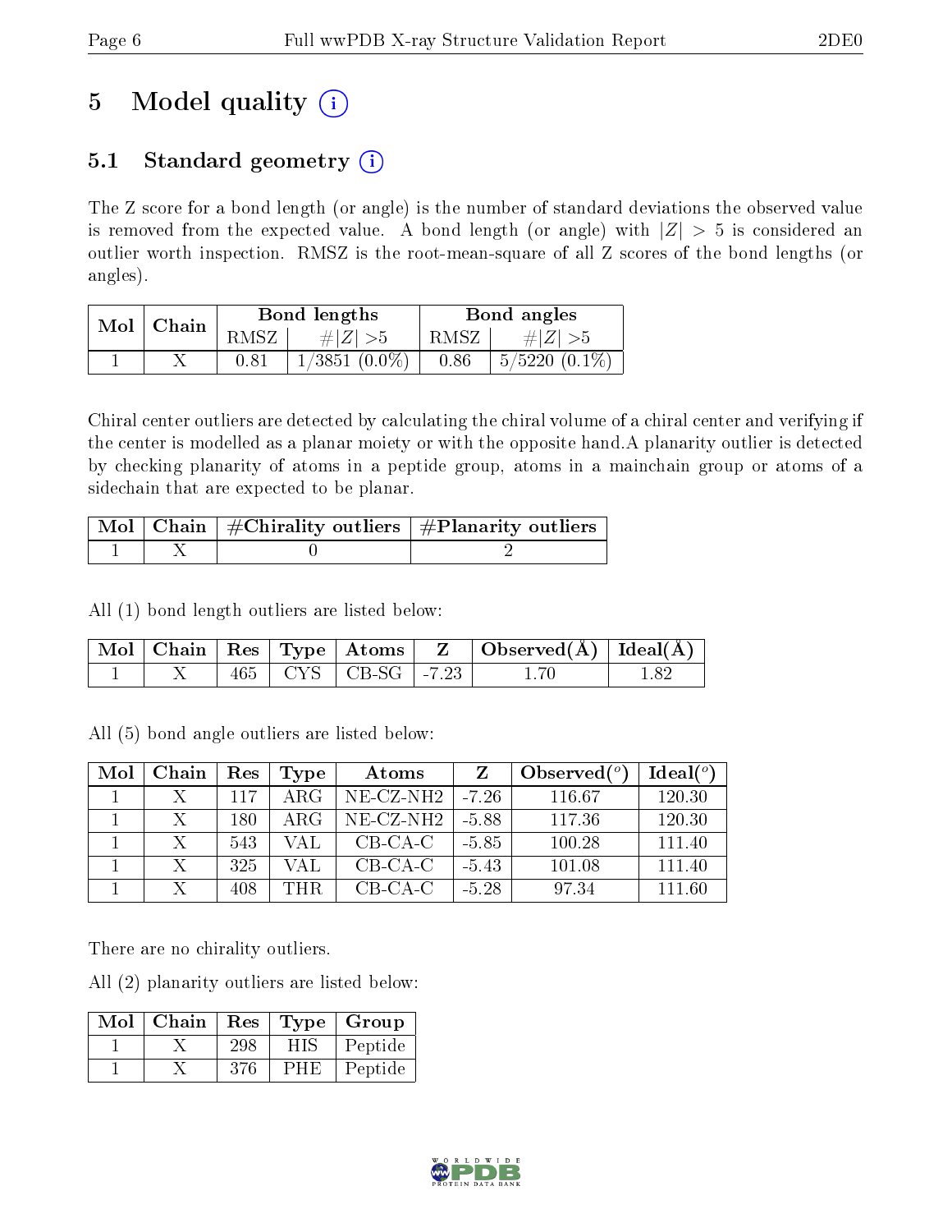# 5 Model quality (i)

## 5.1 Standard geometry (i)

The Z score for a bond length (or angle) is the number of standard deviations the observed value is removed from the expected value. A bond length (or angle) with $|Z| > 5$ is considered an outlier worth inspection. RMSZ is the root-mean-square of all Z scores of the bond lengths (or angles).

| Mol | Chain | Bond lengths | | Bond angles | |
|---|---|---|---|---|---|
| | | RMSZ | $\#\|Z\| >5$ | RMSZ | $\#\|Z\| >5$ |
| 1 | X | 0.81 | 1/3851 (0.0%) | 0.86 | 5/5220 (0.1%) |

Chiral center outliers are detected by calculating the chiral volume of a chiral center and verifying if the center is modelled as a planar moiety or with the opposite hand.A planarity outlier is detected by checking planarity of atoms in a peptide group, atoms in a mainchain group or atoms of a sidechain that are expected to be planar.

| Mol | Chain | #Chirality outliers | #Planarity outliers |
|---|---|---|---|
| 1 | X | 0 | 2 |

All (1) bond length outliers are listed below:

| Mol | Chain | Res | Type | Atoms | Z | Observed(Å) | Ideal(Å) |
|---|---|---|---|---|---|---|---|
| 1 | X | 465 | CYS | CB-SG | -7.23 | 1.70 | 1.82 |

All (5) bond angle outliers are listed below:

| Mol | Chain | Res | Type | Atoms | Z | Observed($^o$) | Ideal($^o$) |
|---|---|---|---|---|---|---|---|
| 1 | X | 117 | ARG | NE-CZ-NH2 | -7.26 | 116.67 | 120.30 |
| 1 | X | 180 | ARG | NE-CZ-NH2 | -5.88 | 117.36 | 120.30 |
| 1 | X | 543 | VAL | CB-CA-C | -5.85 | 100.28 | 111.40 |
| 1 | X | 325 | VAL | CB-CA-C | -5.43 | 101.08 | 111.40 |
| 1 | X | 408 | THR | CB-CA-C | -5.28 | 97.34 | 111.60 |

There are no chirality outliers.

All (2) planarity outliers are listed below:

| Mol | Chain | Res | Type | Group |
|---|---|---|---|---|
| 1 | X | 298 | HIS | Peptide |
| 1 | X | 376 | PHE | Peptide |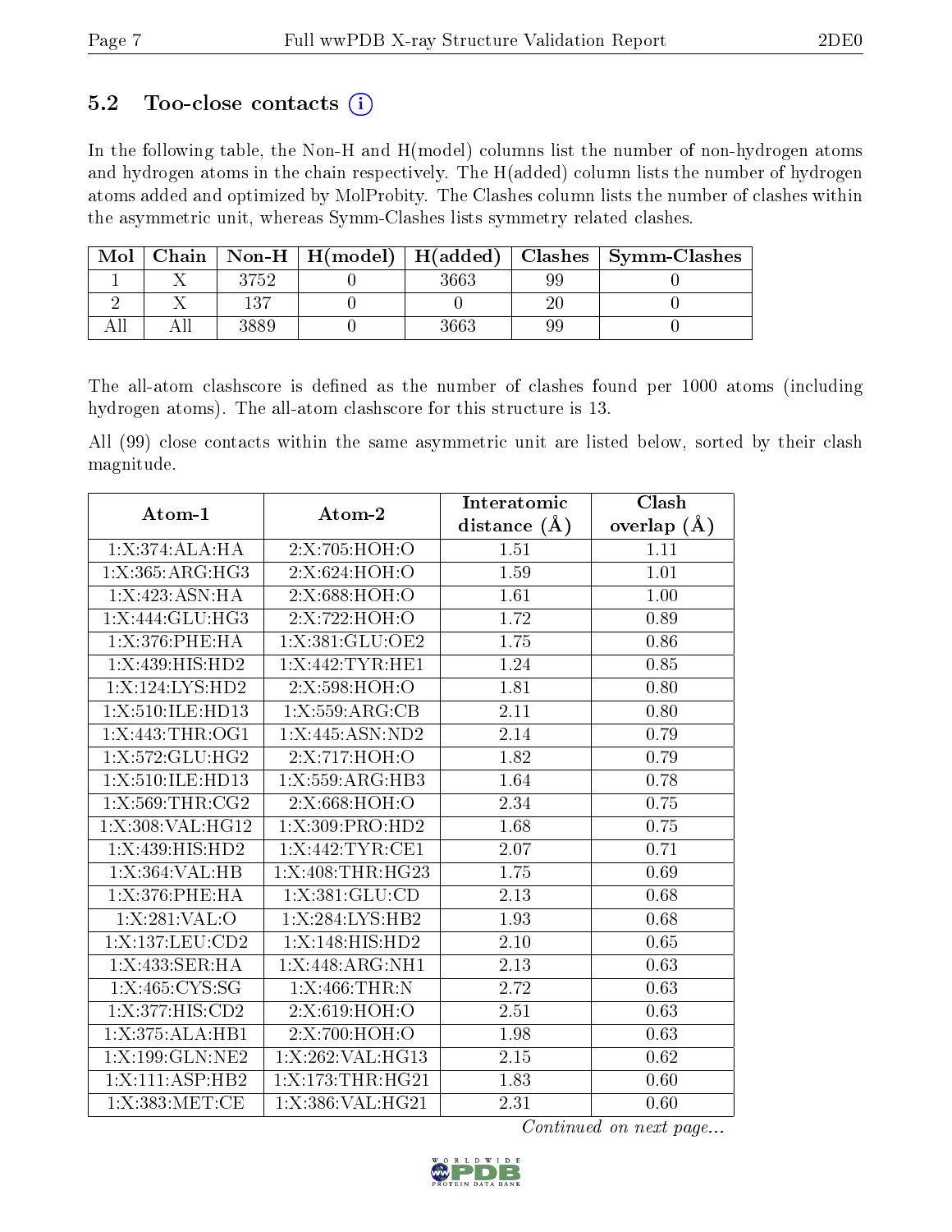### 5.2 Too-close contacts (i)

In the following table, the Non-H and H(model) columns list the number of non-hydrogen atoms and hydrogen atoms in the chain respectively. The H(added) column lists the number of hydrogen atoms added and optimized by MolProbity. The Clashes column lists the number of clashes within the asymmetric unit, whereas Symm-Clashes lists symmetry related clashes.

| Mol | Chain | Non-H | H(model) | H(added) | Clashes | Symm-Clashes |
|---|---|---|---|---|---|---|
| 1 | X | 3752 | 0 | 3663 | 99 | 0 |
| 2 | X | 137 | 0 | 0 | 20 | 0 |
| All | All | 3889 | 0 | 3663 | 99 | 0 |

The all-atom clashscore is defined as the number of clashes found per 1000 atoms (including hydrogen atoms). The all-atom clashscore for this structure is 13.

All (99) close contacts within the same asymmetric unit are listed below, sorted by their clash magnitude.

| Atom-1 | Atom-2 | Interatomic distance (Å) | Clash overlap (Å) |
|---|---|---|---|
| 1:X:374:ALA:HA | 2:X:705:HOH:O | 1.51 | 1.11 |
| 1:X:365:ARG:HG3 | 2:X:624:HOH:O | 1.59 | 1.01 |
| 1:X:423:ASN:HA | 2:X:688:HOH:O | 1.61 | 1.00 |
| 1:X:444:GLU:HG3 | 2:X:722:HOH:O | 1.72 | 0.89 |
| 1:X:376:PHE:HA | 1:X:381:GLU:OE2 | 1.75 | 0.86 |
| 1:X:439:HIS:HD2 | 1:X:442:TYR:HE1 | 1.24 | 0.85 |
| 1:X:124:LYS:HD2 | 2:X:598:HOH:O | 1.81 | 0.80 |
| 1:X:510:ILE:HD13 | 1:X:559:ARG:CB | 2.11 | 0.80 |
| 1:X:443:THR:OG1 | 1:X:445:ASN:ND2 | 2.14 | 0.79 |
| 1:X:572:GLU:HG2 | 2:X:717:HOH:O | 1.82 | 0.79 |
| 1:X:510:ILE:HD13 | 1:X:559:ARG:HB3 | 1.64 | 0.78 |
| 1:X:569:THR:CG2 | 2:X:668:HOH:O | 2.34 | 0.75 |
| 1:X:308:VAL:HG12 | 1:X:309:PRO:HD2 | 1.68 | 0.75 |
| 1:X:439:HIS:HD2 | 1:X:442:TYR:CE1 | 2.07 | 0.71 |
| 1:X:364:VAL:HB | 1:X:408:THR:HG23 | 1.75 | 0.69 |
| 1:X:376:PHE:HA | 1:X:381:GLU:CD | 2.13 | 0.68 |
| 1:X:281:VAL:O | 1:X:284:LYS:HB2 | 1.93 | 0.68 |
| 1:X:137:LEU:CD2 | 1:X:148:HIS:HD2 | 2.10 | 0.65 |
| 1:X:433:SER:HA | 1:X:448:ARG:NH1 | 2.13 | 0.63 |
| 1:X:465:CYS:SG | 1:X:466:THR:N | 2.72 | 0.63 |
| 1:X:377:HIS:CD2 | 2:X:619:HOH:O | 2.51 | 0.63 |
| 1:X:375:ALA:HB1 | 2:X:700:HOH:O | 1.98 | 0.63 |
| 1:X:199:GLN:NE2 | 1:X:262:VAL:HG13 | 2.15 | 0.62 |
| 1:X:111:ASP:HB2 | 1:X:173:THR:HG21 | 1.83 | 0.60 |
| 1:X:383:MET:CE | 1:X:386:VAL:HG21 | 2.31 | 0.60 |

*Continued on next page...*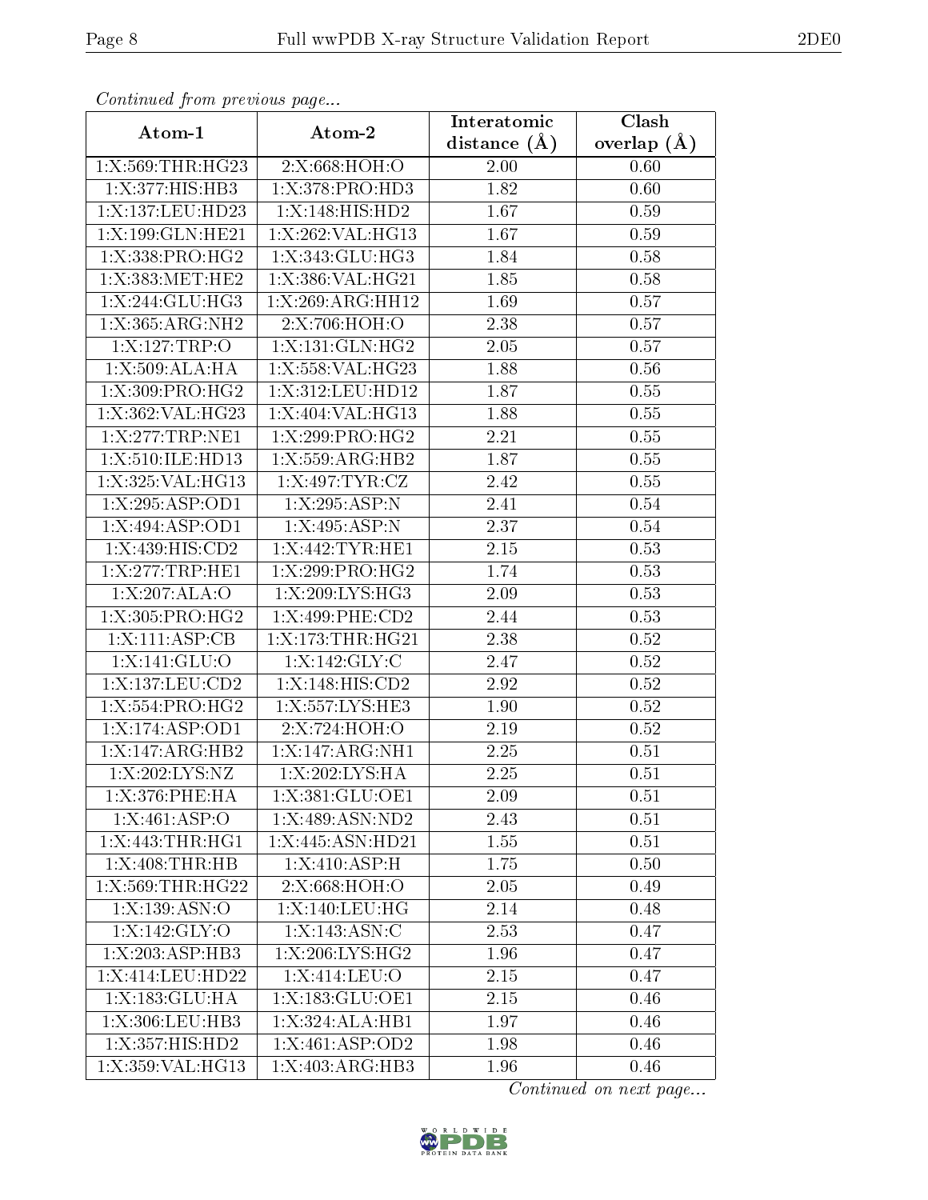*Continued from previous page...*

| Atom-1 | Atom-2 | Interatomic distance (Å) | Clash overlap (Å) |
| --- | --- | --- | --- |
| 1:X:569:THR:HG23 | 2:X:668:HOH:O | 2.00 | 0.60 |
| 1:X:377:HIS:HB3 | 1:X:378:PRO:HD3 | 1.82 | 0.60 |
| 1:X:137:LEU:HD23 | 1:X:148:HIS:HD2 | 1.67 | 0.59 |
| 1:X:199:GLN:HE21 | 1:X:262:VAL:HG13 | 1.67 | 0.59 |
| 1:X:338:PRO:HG2 | 1:X:343:GLU:HG3 | 1.84 | 0.58 |
| 1:X:383:MET:HE2 | 1:X:386:VAL:HG21 | 1.85 | 0.58 |
| 1:X:244:GLU:HG3 | 1:X:269:ARG:HH12 | 1.69 | 0.57 |
| 1:X:365:ARG:NH2 | 2:X:706:HOH:O | 2.38 | 0.57 |
| 1:X:127:TRP:O | 1:X:131:GLN:HG2 | 2.05 | 0.57 |
| 1:X:509:ALA:HA | 1:X:558:VAL:HG23 | 1.88 | 0.56 |
| 1:X:309:PRO:HG2 | 1:X:312:LEU:HD12 | 1.87 | 0.55 |
| 1:X:362:VAL:HG23 | 1:X:404:VAL:HG13 | 1.88 | 0.55 |
| 1:X:277:TRP:NE1 | 1:X:299:PRO:HG2 | 2.21 | 0.55 |
| 1:X:510:ILE:HD13 | 1:X:559:ARG:HB2 | 1.87 | 0.55 |
| 1:X:325:VAL:HG13 | 1:X:497:TYR:CZ | 2.42 | 0.55 |
| 1:X:295:ASP:OD1 | 1:X:295:ASP:N | 2.41 | 0.54 |
| 1:X:494:ASP:OD1 | 1:X:495:ASP:N | 2.37 | 0.54 |
| 1:X:439:HIS:CD2 | 1:X:442:TYR:HE1 | 2.15 | 0.53 |
| 1:X:277:TRP:HE1 | 1:X:299:PRO:HG2 | 1.74 | 0.53 |
| 1:X:207:ALA:O | 1:X:209:LYS:HG3 | 2.09 | 0.53 |
| 1:X:305:PRO:HG2 | 1:X:499:PHE:CD2 | 2.44 | 0.53 |
| 1:X:111:ASP:CB | 1:X:173:THR:HG21 | 2.38 | 0.52 |
| 1:X:141:GLU:O | 1:X:142:GLY:C | 2.47 | 0.52 |
| 1:X:137:LEU:CD2 | 1:X:148:HIS:CD2 | 2.92 | 0.52 |
| 1:X:554:PRO:HG2 | 1:X:557:LYS:HE3 | 1.90 | 0.52 |
| 1:X:174:ASP:OD1 | 2:X:724:HOH:O | 2.19 | 0.52 |
| 1:X:147:ARG:HB2 | 1:X:147:ARG:NH1 | 2.25 | 0.51 |
| 1:X:202:LYS:NZ | 1:X:202:LYS:HA | 2.25 | 0.51 |
| 1:X:376:PHE:HA | 1:X:381:GLU:OE1 | 2.09 | 0.51 |
| 1:X:461:ASP:O | 1:X:489:ASN:ND2 | 2.43 | 0.51 |
| 1:X:443:THR:HG1 | 1:X:445:ASN:HD21 | 1.55 | 0.51 |
| 1:X:408:THR:HB | 1:X:410:ASP:H | 1.75 | 0.50 |
| 1:X:569:THR:HG22 | 2:X:668:HOH:O | 2.05 | 0.49 |
| 1:X:139:ASN:O | 1:X:140:LEU:HG | 2.14 | 0.48 |
| 1:X:142:GLY:O | 1:X:143:ASN:C | 2.53 | 0.47 |
| 1:X:203:ASP:HB3 | 1:X:206:LYS:HG2 | 1.96 | 0.47 |
| 1:X:414:LEU:HD22 | 1:X:414:LEU:O | 2.15 | 0.47 |
| 1:X:183:GLU:HA | 1:X:183:GLU:OE1 | 2.15 | 0.46 |
| 1:X:306:LEU:HB3 | 1:X:324:ALA:HB1 | 1.97 | 0.46 |
| 1:X:357:HIS:HD2 | 1:X:461:ASP:OD2 | 1.98 | 0.46 |
| 1:X:359:VAL:HG13 | 1:X:403:ARG:HB3 | 1.96 | 0.46 |

*Continued on next page...*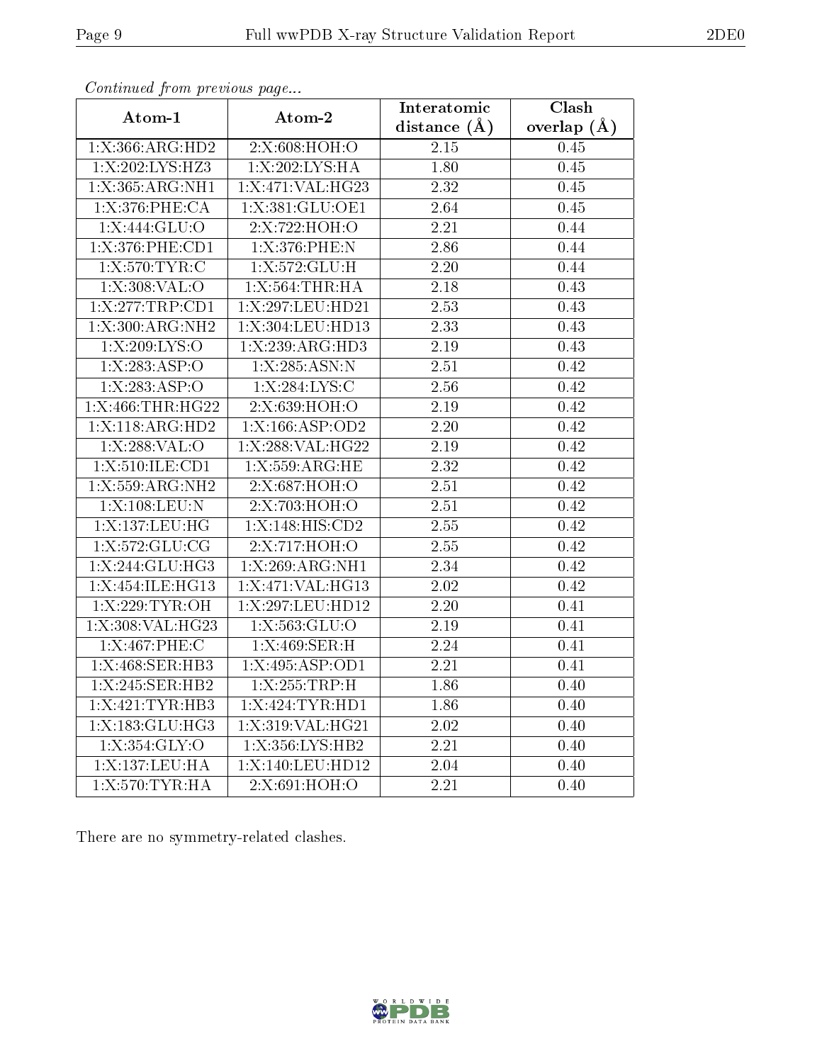*Continued from previous page...*

| Atom-1 | Atom-2 | Interatomic distance (Å) | Clash overlap (Å) |
|---|---|---|---|
| 1:X:366:ARG:HD2 | 2:X:608:HOH:O | 2.15 | 0.45 |
| 1:X:202:LYS:HZ3 | 1:X:202:LYS:HA | 1.80 | 0.45 |
| 1:X:365:ARG:NH1 | 1:X:471:VAL:HG23 | 2.32 | 0.45 |
| 1:X:376:PHE:CA | 1:X:381:GLU:OE1 | 2.64 | 0.45 |
| 1:X:444:GLU:O | 2:X:722:HOH:O | 2.21 | 0.44 |
| 1:X:376:PHE:CD1 | 1:X:376:PHE:N | 2.86 | 0.44 |
| 1:X:570:TYR:C | 1:X:572:GLU:H | 2.20 | 0.44 |
| 1:X:308:VAL:O | 1:X:564:THR:HA | 2.18 | 0.43 |
| 1:X:277:TRP:CD1 | 1:X:297:LEU:HD21 | 2.53 | 0.43 |
| 1:X:300:ARG:NH2 | 1:X:304:LEU:HD13 | 2.33 | 0.43 |
| 1:X:209:LYS:O | 1:X:239:ARG:HD3 | 2.19 | 0.43 |
| 1:X:283:ASP:O | 1:X:285:ASN:N | 2.51 | 0.42 |
| 1:X:283:ASP:O | 1:X:284:LYS:C | 2.56 | 0.42 |
| 1:X:466:THR:HG22 | 2:X:639:HOH:O | 2.19 | 0.42 |
| 1:X:118:ARG:HD2 | 1:X:166:ASP:OD2 | 2.20 | 0.42 |
| 1:X:288:VAL:O | 1:X:288:VAL:HG22 | 2.19 | 0.42 |
| 1:X:510:ILE:CD1 | 1:X:559:ARG:HE | 2.32 | 0.42 |
| 1:X:559:ARG:NH2 | 2:X:687:HOH:O | 2.51 | 0.42 |
| 1:X:108:LEU:N | 2:X:703:HOH:O | 2.51 | 0.42 |
| 1:X:137:LEU:HG | 1:X:148:HIS:CD2 | 2.55 | 0.42 |
| 1:X:572:GLU:CG | 2:X:717:HOH:O | 2.55 | 0.42 |
| 1:X:244:GLU:HG3 | 1:X:269:ARG:NH1 | 2.34 | 0.42 |
| 1:X:454:ILE:HG13 | 1:X:471:VAL:HG13 | 2.02 | 0.42 |
| 1:X:229:TYR:OH | 1:X:297:LEU:HD12 | 2.20 | 0.41 |
| 1:X:308:VAL:HG23 | 1:X:563:GLU:O | 2.19 | 0.41 |
| 1:X:467:PHE:C | 1:X:469:SER:H | 2.24 | 0.41 |
| 1:X:468:SER:HB3 | 1:X:495:ASP:OD1 | 2.21 | 0.41 |
| 1:X:245:SER:HB2 | 1:X:255:TRP:H | 1.86 | 0.40 |
| 1:X:421:TYR:HB3 | 1:X:424:TYR:HD1 | 1.86 | 0.40 |
| 1:X:183:GLU:HG3 | 1:X:319:VAL:HG21 | 2.02 | 0.40 |
| 1:X:354:GLY:O | 1:X:356:LYS:HB2 | 2.21 | 0.40 |
| 1:X:137:LEU:HA | 1:X:140:LEU:HD12 | 2.04 | 0.40 |
| 1:X:570:TYR:HA | 2:X:691:HOH:O | 2.21 | 0.40 |

There are no symmetry-related clashes.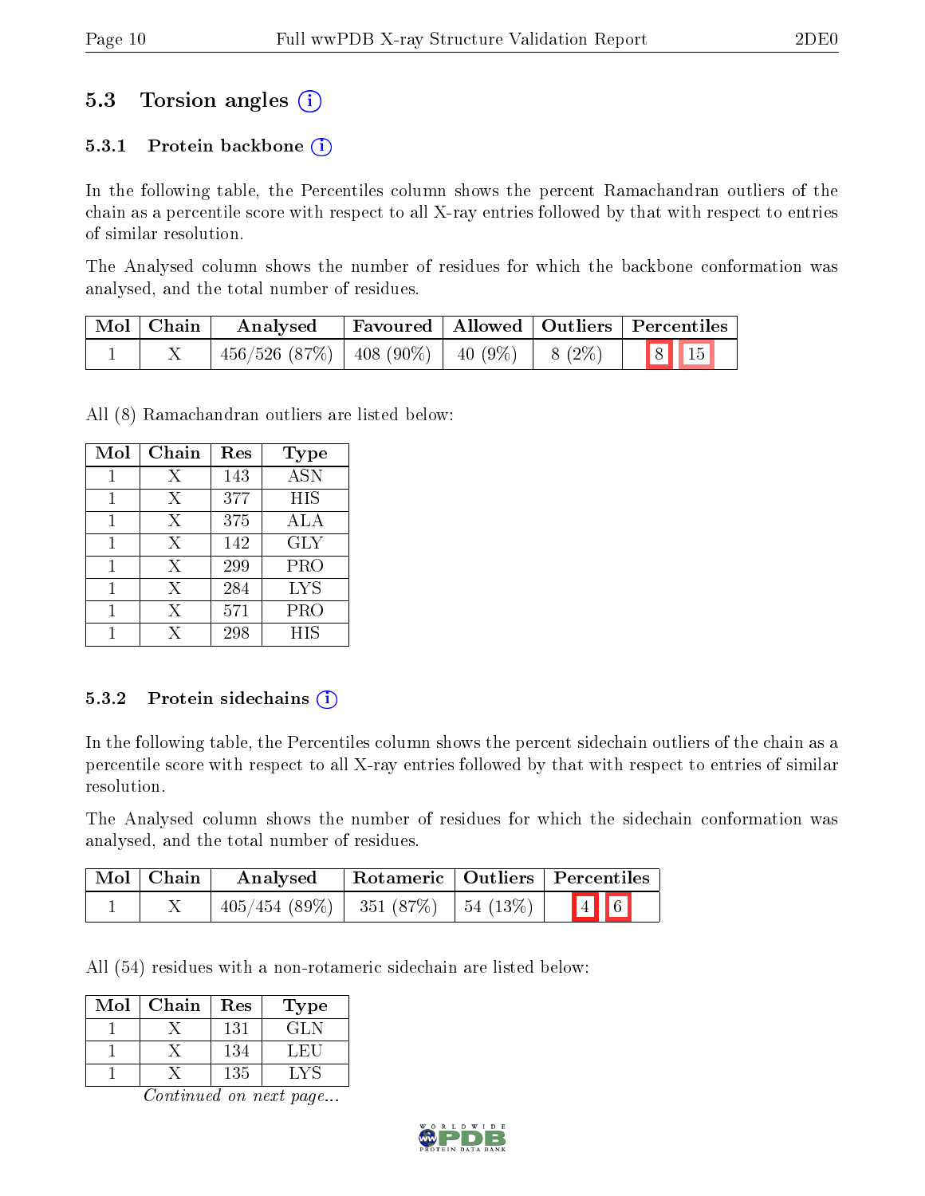## 5.3 Torsion angles

### 5.3.1 Protein backbone

In the following table, the Percentiles column shows the percent Ramachandran outliers of the chain as a percentile score with respect to all X-ray entries followed by that with respect to entries of similar resolution.

The Analysed column shows the number of residues for which the backbone conformation was analysed, and the total number of residues.

| Mol | Chain | Analysed | Favoured | Allowed | Outliers | Percentiles |
|---|---|---|---|---|---|---|
| 1 | X | 456/526 (87%) | 408 (90%) | 40 (9%) | 8 (2%) | 8 15 |

All (8) Ramachandran outliers are listed below:

| Mol | Chain | Res | Type |
|---|---|---|---|
| 1 | X | 143 | ASN |
| 1 | X | 377 | HIS |
| 1 | X | 375 | ALA |
| 1 | X | 142 | GLY |
| 1 | X | 299 | PRO |
| 1 | X | 284 | LYS |
| 1 | X | 571 | PRO |
| 1 | X | 298 | HIS |

### 5.3.2 Protein sidechains

In the following table, the Percentiles column shows the percent sidechain outliers of the chain as a percentile score with respect to all X-ray entries followed by that with respect to entries of similar resolution.

The Analysed column shows the number of residues for which the sidechain conformation was analysed, and the total number of residues.

| Mol | Chain | Analysed | Rotameric | Outliers | Percentiles |
|---|---|---|---|---|---|
| 1 | X | 405/454 (89%) | 351 (87%) | 54 (13%) | 4 6 |

All (54) residues with a non-rotameric sidechain are listed below:

| Mol | Chain | Res | Type |
|---|---|---|---|
| 1 | X | 131 | GLN |
| 1 | X | 134 | LEU |
| 1 | X | 135 | LYS |

*Continued on next page...*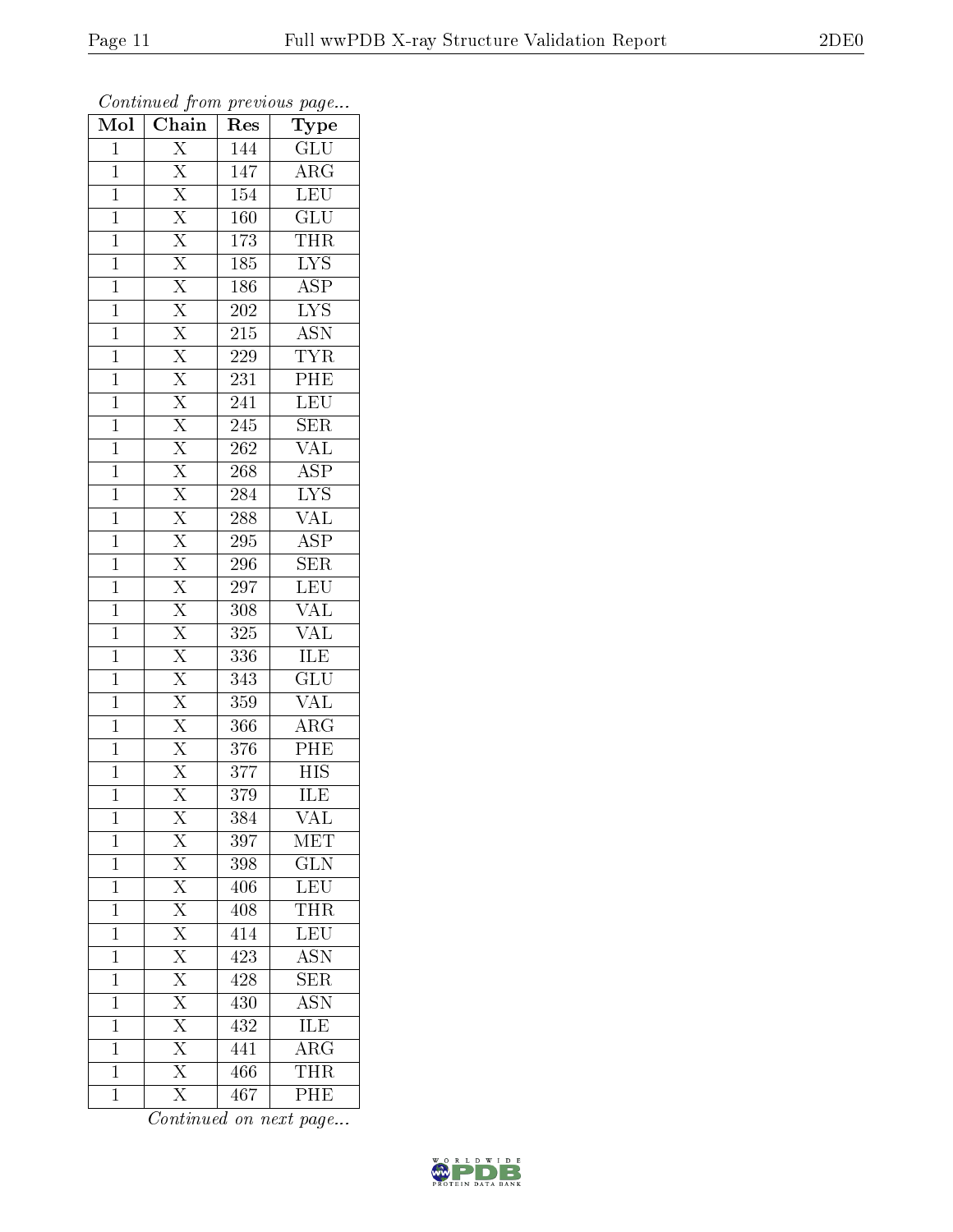*Continued from previous page...*

| Mol | Chain | Res | Type |
|---|---|---|---|
| 1 | X | 144 | GLU |
| 1 | X | 147 | ARG |
| 1 | X | 154 | LEU |
| 1 | X | 160 | GLU |
| 1 | X | 173 | THR |
| 1 | X | 185 | LYS |
| 1 | X | 186 | ASP |
| 1 | X | 202 | LYS |
| 1 | X | 215 | ASN |
| 1 | X | 229 | TYR |
| 1 | X | 231 | PHE |
| 1 | X | 241 | LEU |
| 1 | X | 245 | SER |
| 1 | X | 262 | VAL |
| 1 | X | 268 | ASP |
| 1 | X | 284 | LYS |
| 1 | X | 288 | VAL |
| 1 | X | 295 | ASP |
| 1 | X | 296 | SER |
| 1 | X | 297 | LEU |
| 1 | X | 308 | VAL |
| 1 | X | 325 | VAL |
| 1 | X | 336 | ILE |
| 1 | X | 343 | GLU |
| 1 | X | 359 | VAL |
| 1 | X | 366 | ARG |
| 1 | X | 376 | PHE |
| 1 | X | 377 | HIS |
| 1 | X | 379 | ILE |
| 1 | X | 384 | VAL |
| 1 | X | 397 | MET |
| 1 | X | 398 | GLN |
| 1 | X | 406 | LEU |
| 1 | X | 408 | THR |
| 1 | X | 414 | LEU |
| 1 | X | 423 | ASN |
| 1 | X | 428 | SER |
| 1 | X | 430 | ASN |
| 1 | X | 432 | ILE |
| 1 | X | 441 | ARG |
| 1 | X | 466 | THR |
| 1 | X | 467 | PHE |

*Continued on next page...*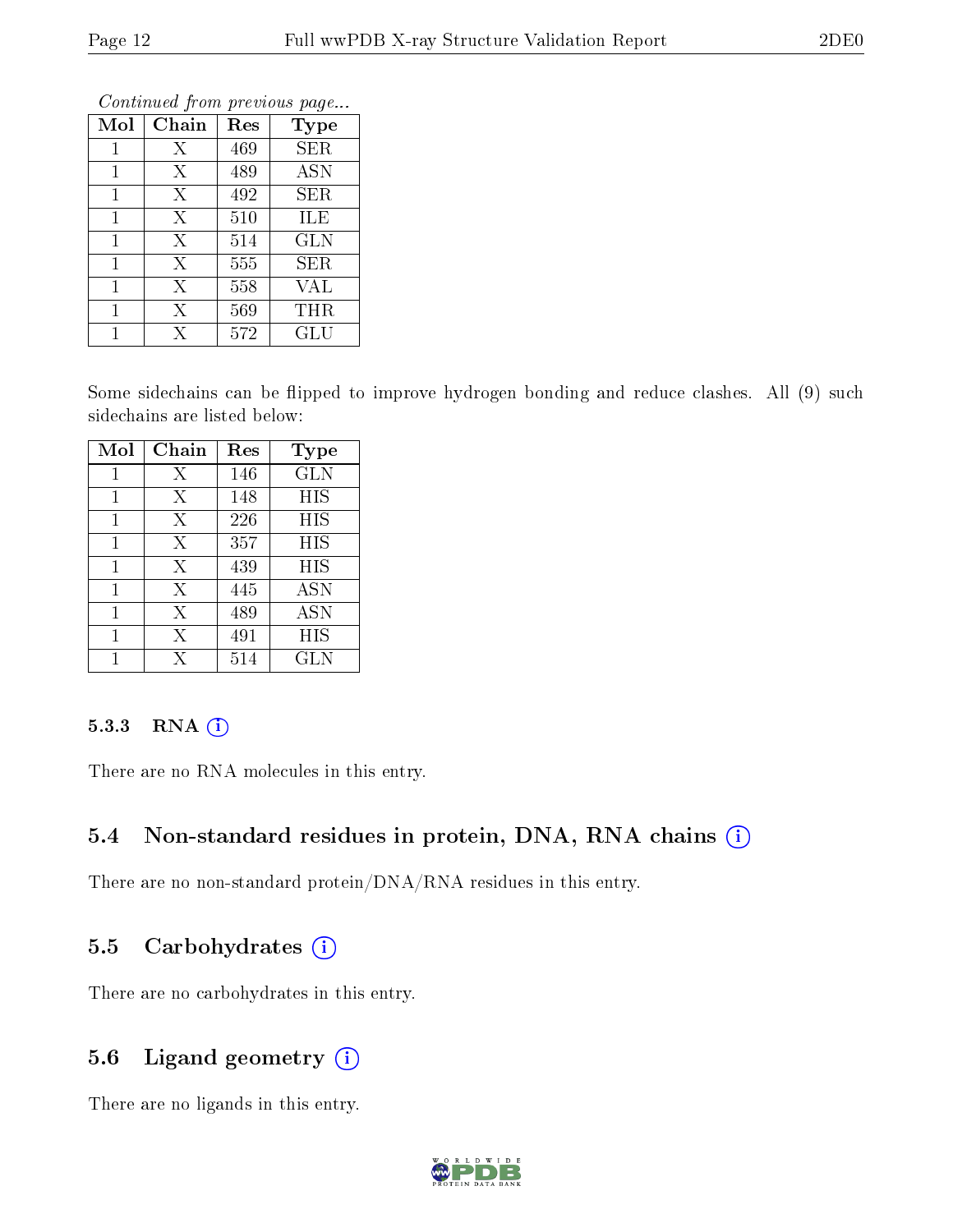*Continued from previous page...*

| Mol | Chain | Res | Type |
|---|---|---|---|
| 1 | X | 469 | SER |
| 1 | X | 489 | ASN |
| 1 | X | 492 | SER |
| 1 | X | 510 | ILE |
| 1 | X | 514 | GLN |
| 1 | X | 555 | SER |
| 1 | X | 558 | VAL |
| 1 | X | 569 | THR |
| 1 | X | 572 | GLU |

Some sidechains can be flipped to improve hydrogen bonding and reduce clashes. All (9) such sidechains are listed below:

| Mol | Chain | Res | Type |
|---|---|---|---|
| 1 | X | 146 | GLN |
| 1 | X | 148 | HIS |
| 1 | X | 226 | HIS |
| 1 | X | 357 | HIS |
| 1 | X | 439 | HIS |
| 1 | X | 445 | ASN |
| 1 | X | 489 | ASN |
| 1 | X | 491 | HIS |
| 1 | X | 514 | GLN |

### 5.3.3 RNA

There are no RNA molecules in this entry.

## 5.4 Non-standard residues in protein, DNA, RNA chains

There are no non-standard protein/DNA/RNA residues in this entry.

## 5.5 Carbohydrates

There are no carbohydrates in this entry.

## 5.6 Ligand geometry

There are no ligands in this entry.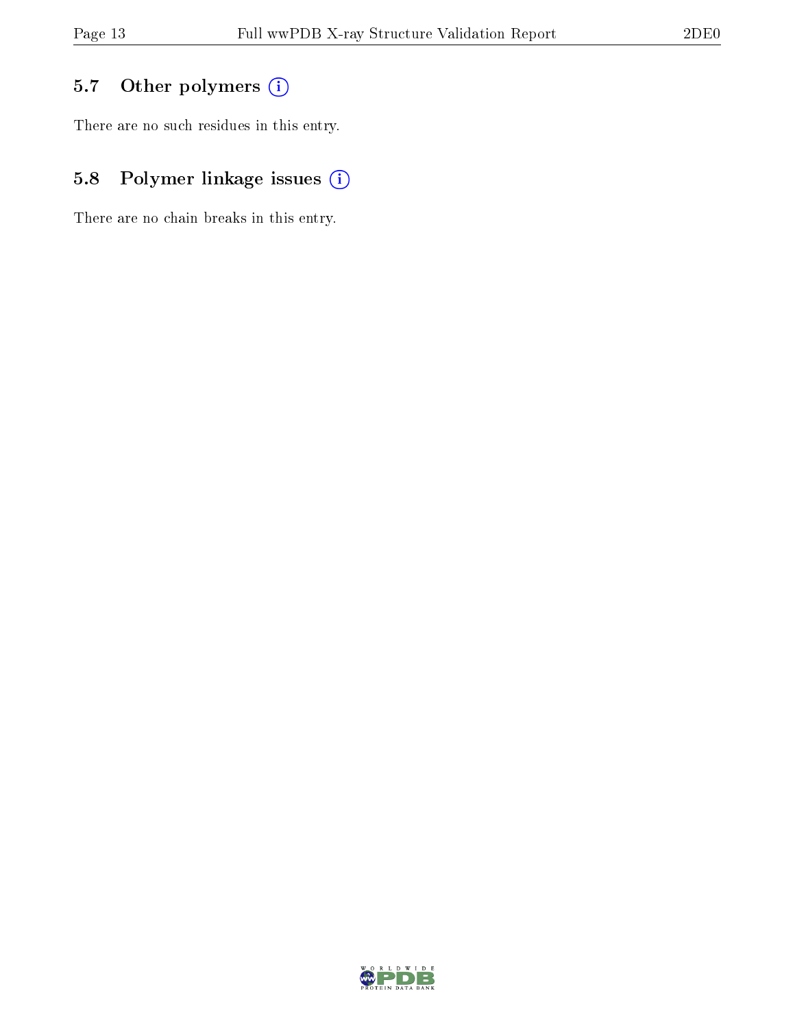### 5.7 Other polymers

There are no such residues in this entry.

### 5.8 Polymer linkage issues

There are no chain breaks in this entry.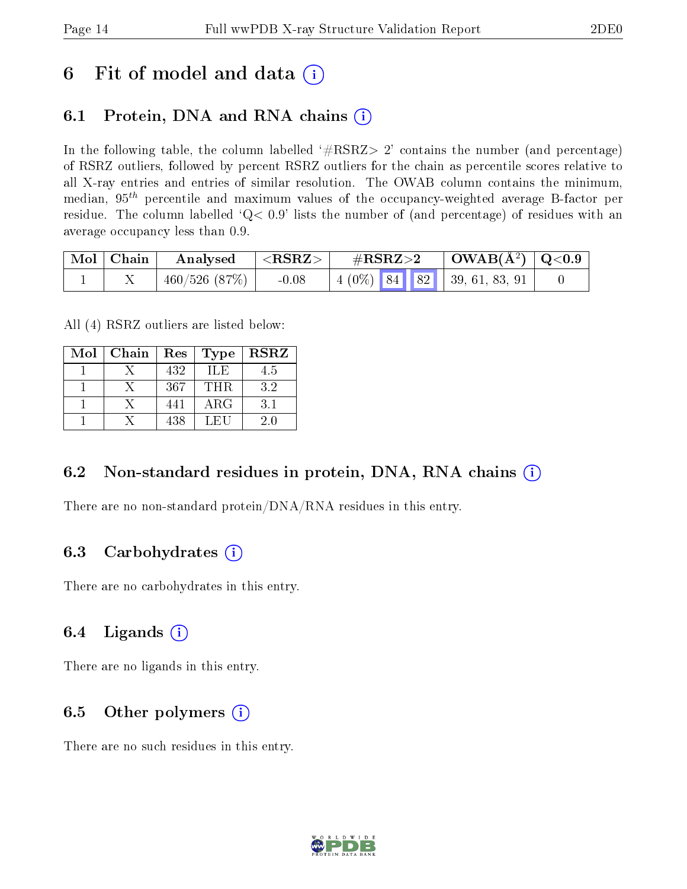# 6 Fit of model and data

## 6.1 Protein, DNA and RNA chains

In the following table, the column labelled '#RSRZ> 2' contains the number (and percentage) of RSRZ outliers, followed by percent RSRZ outliers for the chain as percentile scores relative to all X-ray entries and entries of similar resolution. The OWAB column contains the minimum, median, $95^{th}$ percentile and maximum values of the occupancy-weighted average B-factor per residue. The column labelled 'Q< 0.9' lists the number of (and percentage) of residues with an average occupancy less than 0.9.

| Mol | Chain | Analysed | <RSRZ> | #RSRZ>2 | | | OWAB(Å$^2$) | Q<0.9 |
|---|---|---|---|---|---|---|---|---|
| 1 | X | 460/526 (87%) | -0.08 | 4 (0%) | 84 | 82 | 39, 61, 83, 91 | 0 |

All (4) RSRZ outliers are listed below:

| Mol | Chain | Res | Type | RSRZ |
|---|---|---|---|---|
| 1 | X | 432 | ILE | 4.5 |
| 1 | X | 367 | THR | 3.2 |
| 1 | X | 441 | ARG | 3.1 |
| 1 | X | 438 | LEU | 2.0 |

## 6.2 Non-standard residues in protein, DNA, RNA chains

There are no non-standard protein/DNA/RNA residues in this entry.

## 6.3 Carbohydrates

There are no carbohydrates in this entry.

## 6.4 Ligands

There are no ligands in this entry.

## 6.5 Other polymers

There are no such residues in this entry.